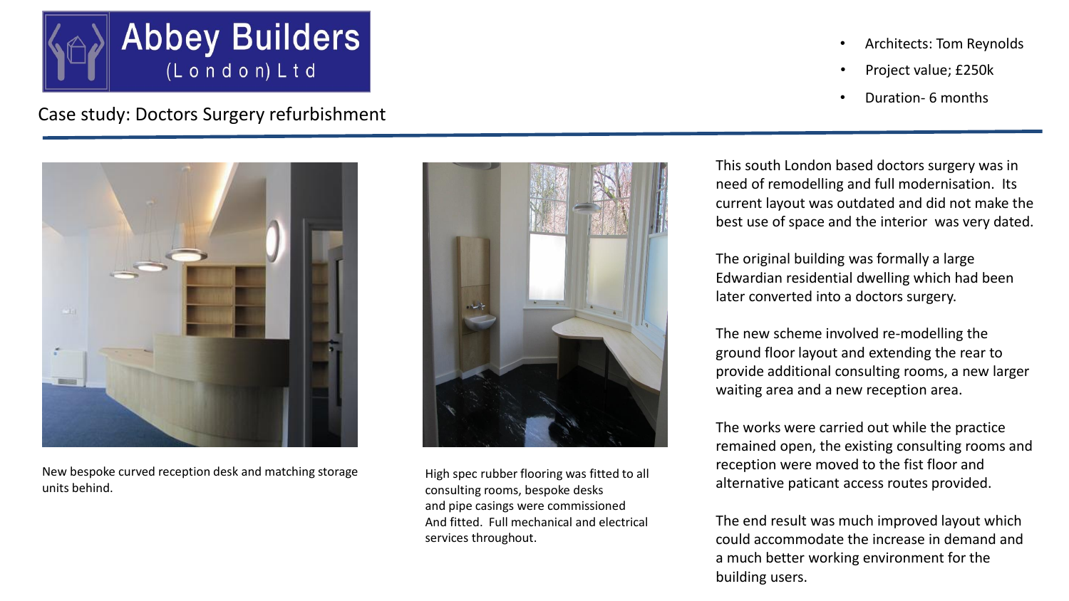# Abbey Builders (London) Ltd

## Case study: Doctors Surgery refurbishment

- Architects: Tom Reynolds
- Project value; £250k
- Duration- 6 months

New bespoke curved reception desk and matching storage units behind.

High spec rubber flooring was fitted to all consulting rooms, bespoke desks and pipe casings were commissioned And fitted. Full mechanical and electrical services throughout.

This south London based doctors surgery was in need of remodelling and full modernisation. Its current layout was outdated and did not make the best use of space and the interior was very dated.

The original building was formally a large Edwardian residential dwelling which had been later converted into a doctors surgery.

The new scheme involved re-modelling the ground floor layout and extending the rear to provide additional consulting rooms, a new larger waiting area and a new reception area.

The works were carried out while the practice remained open, the existing consulting rooms and reception were moved to the fist floor and alternative paticant access routes provided.

The end result was much improved layout which could accommodate the increase in demand and a much better working environment for the building users.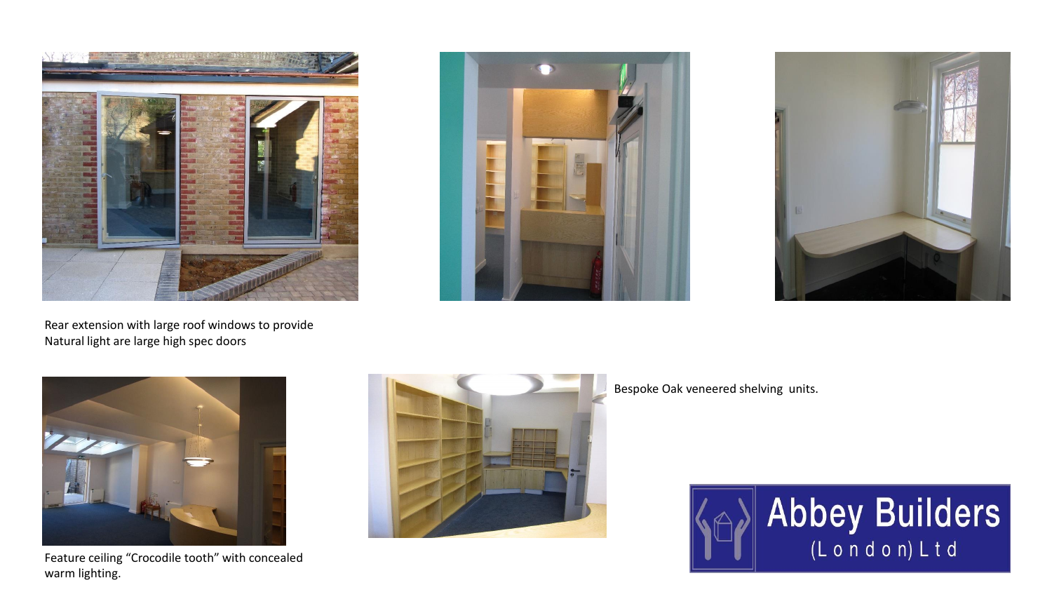Rear extension with large roof windows to provide
Natural light are large high spec doors

Feature ceiling "Crocodile tooth" with concealed
warm lighting.

Bespoke Oak veneered shelving units.

Abbey Builders
(London) Ltd